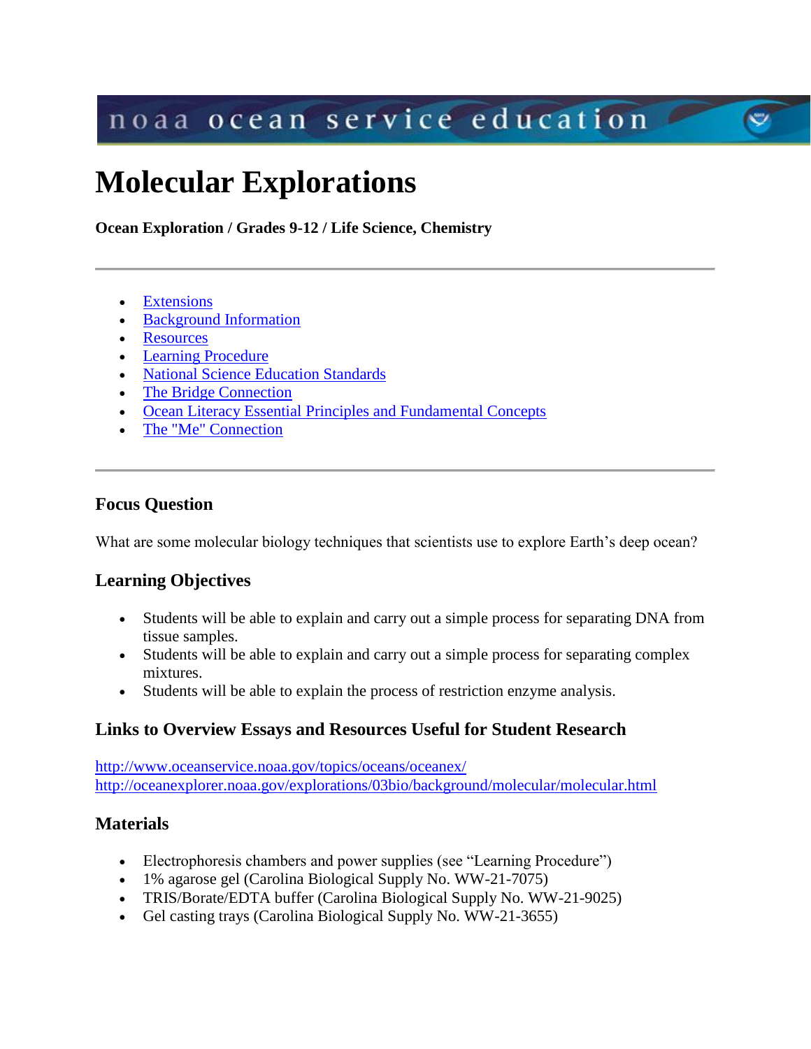noaa ocean service education

# Molecular Explorations

**Ocean Exploration / Grades 9-12 / Life Science, Chemistry**

---

- Extensions
- Background Information
- Resources
- Learning Procedure
- National Science Education Standards
- The Bridge Connection
- Ocean Literacy Essential Principles and Fundamental Concepts
- The "Me" Connection

---

### Focus Question

What are some molecular biology techniques that scientists use to explore Earth's deep ocean?

### Learning Objectives

- Students will be able to explain and carry out a simple process for separating DNA from tissue samples.
- Students will be able to explain and carry out a simple process for separating complex mixtures.
- Students will be able to explain the process of restriction enzyme analysis.

### Links to Overview Essays and Resources Useful for Student Research

http://www.oceanservice.noaa.gov/topics/oceans/oceanex/
http://oceanexplorer.noaa.gov/explorations/03bio/background/molecular/molecular.html

### Materials

- Electrophoresis chambers and power supplies (see "Learning Procedure")
- 1% agarose gel (Carolina Biological Supply No. WW-21-7075)
- TRIS/Borate/EDTA buffer (Carolina Biological Supply No. WW-21-9025)
- Gel casting trays (Carolina Biological Supply No. WW-21-3655)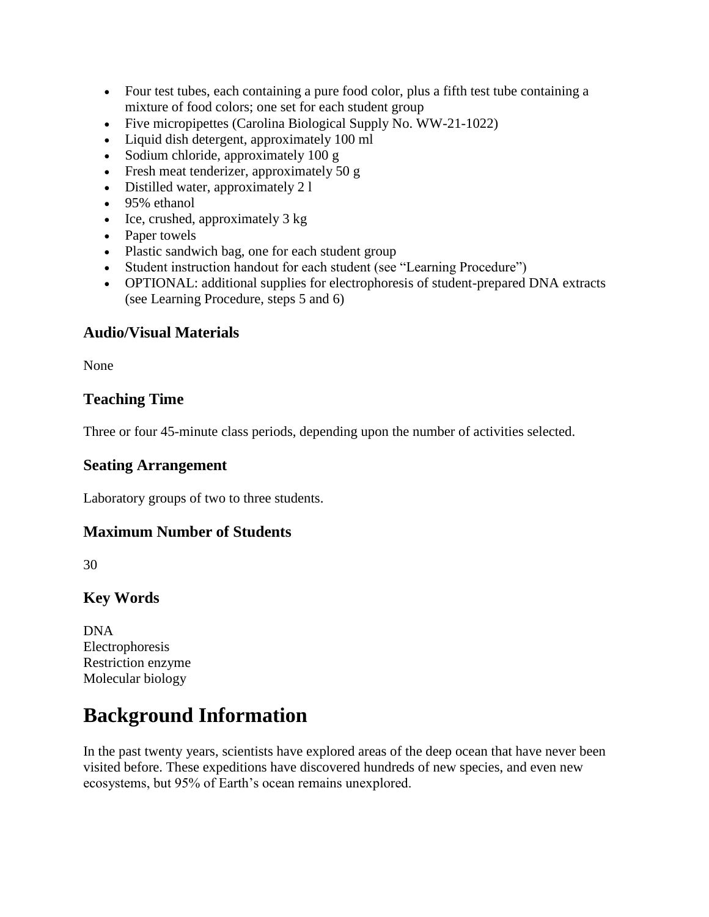- Four test tubes, each containing a pure food color, plus a fifth test tube containing a mixture of food colors; one set for each student group
- Five micropipettes (Carolina Biological Supply No. WW-21-1022)
- Liquid dish detergent, approximately 100 ml
- Sodium chloride, approximately 100 g
- Fresh meat tenderizer, approximately 50 g
- Distilled water, approximately 2 l
- 95% ethanol
- Ice, crushed, approximately 3 kg
- Paper towels
- Plastic sandwich bag, one for each student group
- Student instruction handout for each student (see "Learning Procedure")
- OPTIONAL: additional supplies for electrophoresis of student-prepared DNA extracts (see Learning Procedure, steps 5 and 6)

## Audio/Visual Materials

None

## Teaching Time

Three or four 45-minute class periods, depending upon the number of activities selected.

## Seating Arrangement

Laboratory groups of two to three students.

## Maximum Number of Students

30

## Key Words

DNA
Electrophoresis
Restriction enzyme
Molecular biology

# Background Information

In the past twenty years, scientists have explored areas of the deep ocean that have never been visited before. These expeditions have discovered hundreds of new species, and even new ecosystems, but 95% of Earth's ocean remains unexplored.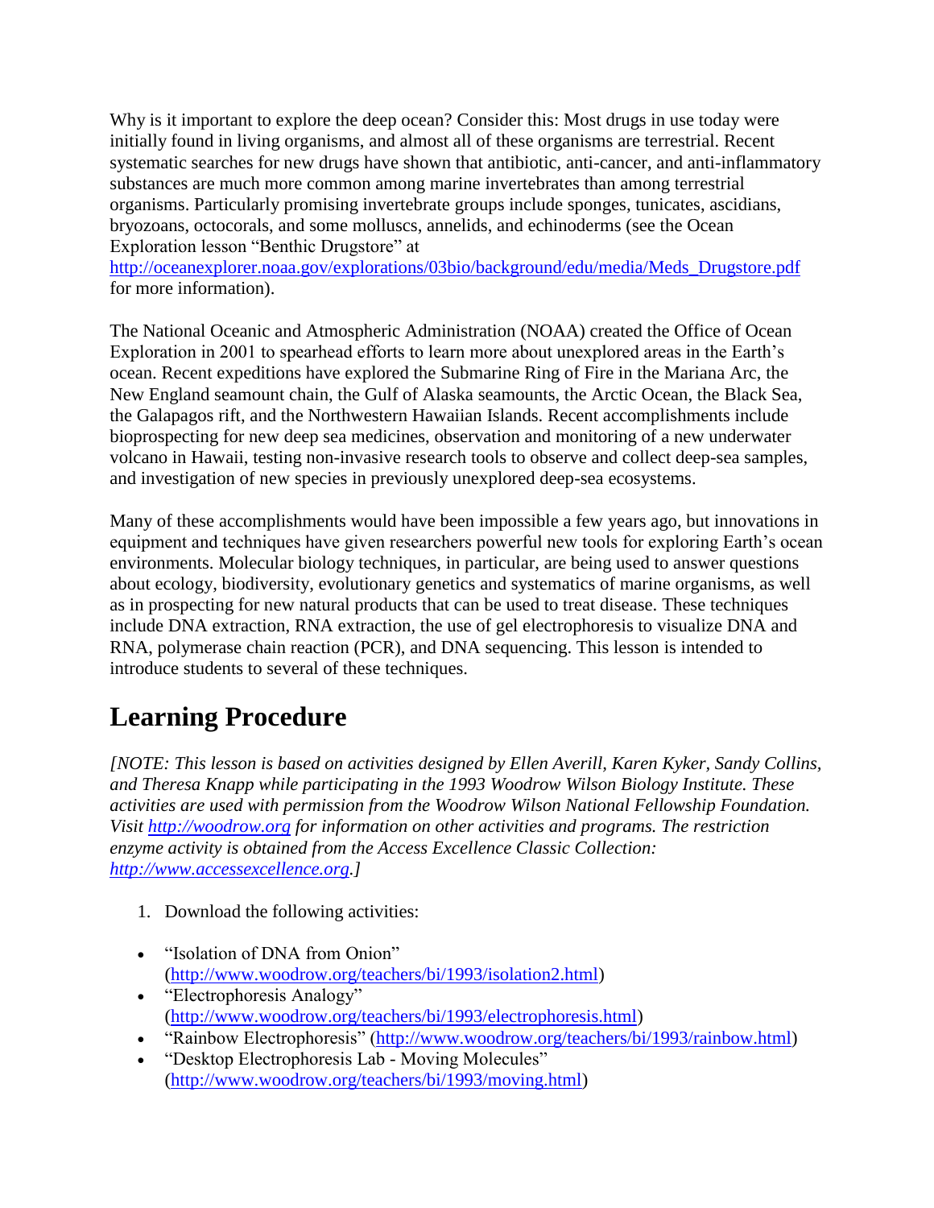Why is it important to explore the deep ocean? Consider this: Most drugs in use today were initially found in living organisms, and almost all of these organisms are terrestrial. Recent systematic searches for new drugs have shown that antibiotic, anti-cancer, and anti-inflammatory substances are much more common among marine invertebrates than among terrestrial organisms. Particularly promising invertebrate groups include sponges, tunicates, ascidians, bryozoans, octocorals, and some molluscs, annelids, and echinoderms (see the Ocean Exploration lesson "Benthic Drugstore" at http://oceanexplorer.noaa.gov/explorations/03bio/background/edu/media/Meds_Drugstore.pdf for more information).

The National Oceanic and Atmospheric Administration (NOAA) created the Office of Ocean Exploration in 2001 to spearhead efforts to learn more about unexplored areas in the Earth's ocean. Recent expeditions have explored the Submarine Ring of Fire in the Mariana Arc, the New England seamount chain, the Gulf of Alaska seamounts, the Arctic Ocean, the Black Sea, the Galapagos rift, and the Northwestern Hawaiian Islands. Recent accomplishments include bioprospecting for new deep sea medicines, observation and monitoring of a new underwater volcano in Hawaii, testing non-invasive research tools to observe and collect deep-sea samples, and investigation of new species in previously unexplored deep-sea ecosystems.

Many of these accomplishments would have been impossible a few years ago, but innovations in equipment and techniques have given researchers powerful new tools for exploring Earth's ocean environments. Molecular biology techniques, in particular, are being used to answer questions about ecology, biodiversity, evolutionary genetics and systematics of marine organisms, as well as in prospecting for new natural products that can be used to treat disease. These techniques include DNA extraction, RNA extraction, the use of gel electrophoresis to visualize DNA and RNA, polymerase chain reaction (PCR), and DNA sequencing. This lesson is intended to introduce students to several of these techniques.

# Learning Procedure

*[NOTE: This lesson is based on activities designed by Ellen Averill, Karen Kyker, Sandy Collins, and Theresa Knapp while participating in the 1993 Woodrow Wilson Biology Institute. These activities are used with permission from the Woodrow Wilson National Fellowship Foundation. Visit http://woodrow.org for information on other activities and programs. The restriction enzyme activity is obtained from the Access Excellence Classic Collection: http://www.accessexcellence.org.]*

1. Download the following activities:

- "Isolation of DNA from Onion" (http://www.woodrow.org/teachers/bi/1993/isolation2.html)
- "Electrophoresis Analogy" (http://www.woodrow.org/teachers/bi/1993/electrophoresis.html)
- "Rainbow Electrophoresis" (http://www.woodrow.org/teachers/bi/1993/rainbow.html)
- "Desktop Electrophoresis Lab - Moving Molecules" (http://www.woodrow.org/teachers/bi/1993/moving.html)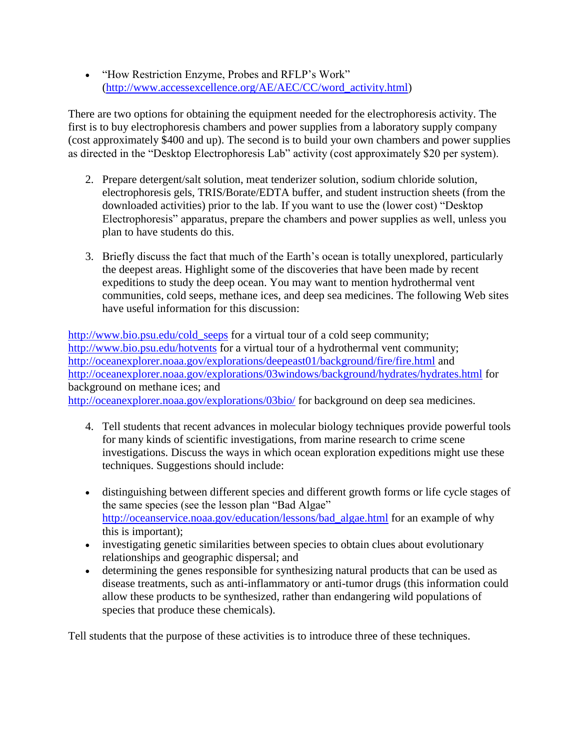- "How Restriction Enzyme, Probes and RFLP's Work" (http://www.accessexcellence.org/AE/AEC/CC/word_activity.html)

There are two options for obtaining the equipment needed for the electrophoresis activity. The first is to buy electrophoresis chambers and power supplies from a laboratory supply company (cost approximately $400 and up). The second is to build your own chambers and power supplies as directed in the "Desktop Electrophoresis Lab" activity (cost approximately $20 per system).

2. Prepare detergent/salt solution, meat tenderizer solution, sodium chloride solution, electrophoresis gels, TRIS/Borate/EDTA buffer, and student instruction sheets (from the downloaded activities) prior to the lab. If you want to use the (lower cost) "Desktop Electrophoresis" apparatus, prepare the chambers and power supplies as well, unless you plan to have students do this.

3. Briefly discuss the fact that much of the Earth's ocean is totally unexplored, particularly the deepest areas. Highlight some of the discoveries that have been made by recent expeditions to study the deep ocean. You may want to mention hydrothermal vent communities, cold seeps, methane ices, and deep sea medicines. The following Web sites have useful information for this discussion:

http://www.bio.psu.edu/cold_seeps for a virtual tour of a cold seep community;
http://www.bio.psu.edu/hotvents for a virtual tour of a hydrothermal vent community;
http://oceanexplorer.noaa.gov/explorations/deepeast01/background/fire/fire.html and
http://oceanexplorer.noaa.gov/explorations/03windows/background/hydrates/hydrates.html for background on methane ices; and
http://oceanexplorer.noaa.gov/explorations/03bio/ for background on deep sea medicines.

4. Tell students that recent advances in molecular biology techniques provide powerful tools for many kinds of scientific investigations, from marine research to crime scene investigations. Discuss the ways in which ocean exploration expeditions might use these techniques. Suggestions should include:

- distinguishing between different species and different growth forms or life cycle stages of the same species (see the lesson plan "Bad Algae" http://oceanservice.noaa.gov/education/lessons/bad_algae.html for an example of why this is important);
- investigating genetic similarities between species to obtain clues about evolutionary relationships and geographic dispersal; and
- determining the genes responsible for synthesizing natural products that can be used as disease treatments, such as anti-inflammatory or anti-tumor drugs (this information could allow these products to be synthesized, rather than endangering wild populations of species that produce these chemicals).

Tell students that the purpose of these activities is to introduce three of these techniques.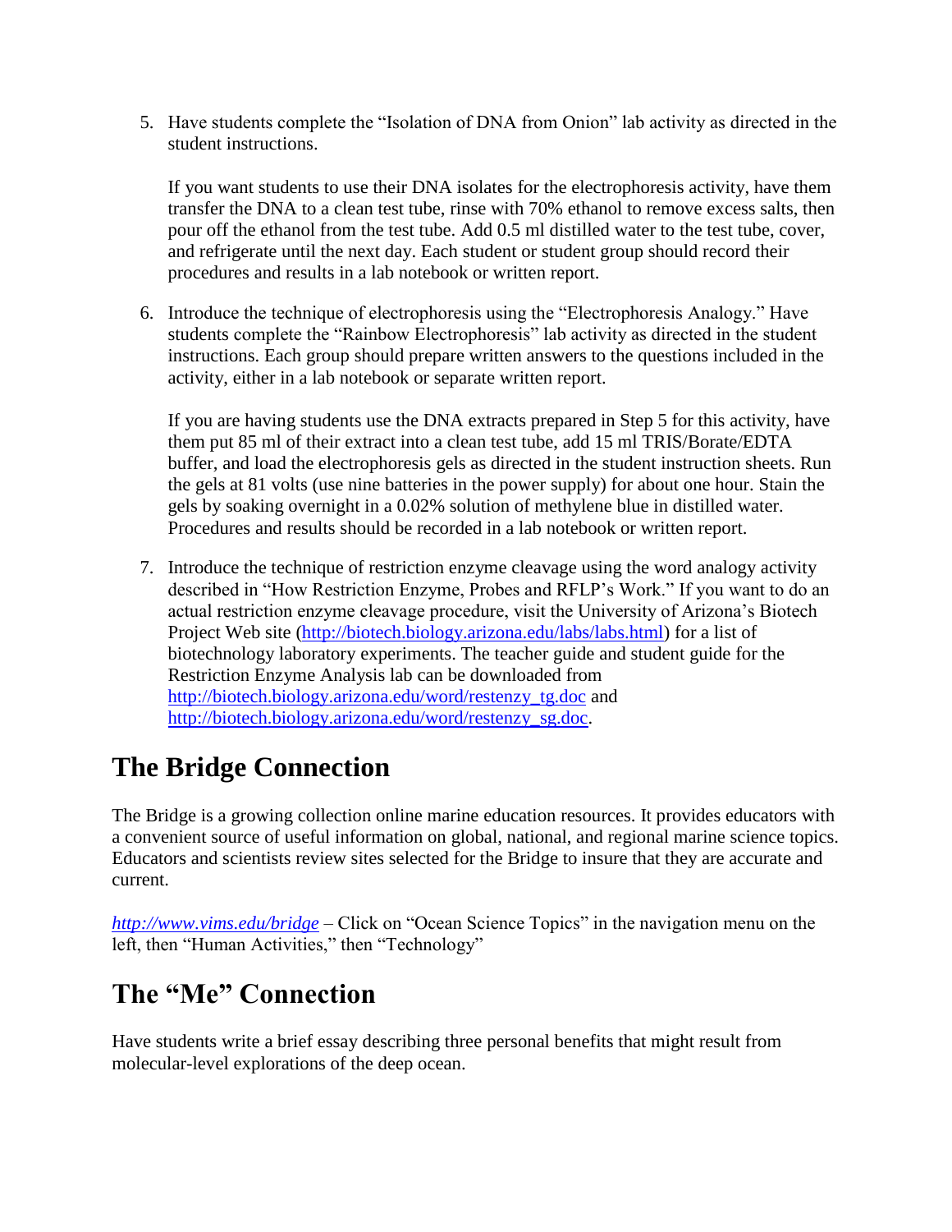5. Have students complete the "Isolation of DNA from Onion" lab activity as directed in the student instructions.

   If you want students to use their DNA isolates for the electrophoresis activity, have them transfer the DNA to a clean test tube, rinse with 70% ethanol to remove excess salts, then pour off the ethanol from the test tube. Add 0.5 ml distilled water to the test tube, cover, and refrigerate until the next day. Each student or student group should record their procedures and results in a lab notebook or written report.

6. Introduce the technique of electrophoresis using the "Electrophoresis Analogy." Have students complete the "Rainbow Electrophoresis" lab activity as directed in the student instructions. Each group should prepare written answers to the questions included in the activity, either in a lab notebook or separate written report.

   If you are having students use the DNA extracts prepared in Step 5 for this activity, have them put 85 ml of their extract into a clean test tube, add 15 ml TRIS/Borate/EDTA buffer, and load the electrophoresis gels as directed in the student instruction sheets. Run the gels at 81 volts (use nine batteries in the power supply) for about one hour. Stain the gels by soaking overnight in a 0.02% solution of methylene blue in distilled water. Procedures and results should be recorded in a lab notebook or written report.

7. Introduce the technique of restriction enzyme cleavage using the word analogy activity described in "How Restriction Enzyme, Probes and RFLP's Work." If you want to do an actual restriction enzyme cleavage procedure, visit the University of Arizona's Biotech Project Web site (http://biotech.biology.arizona.edu/labs/labs.html) for a list of biotechnology laboratory experiments. The teacher guide and student guide for the Restriction Enzyme Analysis lab can be downloaded from http://biotech.biology.arizona.edu/word/restenzy_tg.doc and http://biotech.biology.arizona.edu/word/restenzy_sg.doc.

## The Bridge Connection

The Bridge is a growing collection online marine education resources. It provides educators with a convenient source of useful information on global, national, and regional marine science topics. Educators and scientists review sites selected for the Bridge to insure that they are accurate and current.

*http://www.vims.edu/bridge* – Click on "Ocean Science Topics" in the navigation menu on the left, then "Human Activities," then "Technology"

## The "Me" Connection

Have students write a brief essay describing three personal benefits that might result from molecular-level explorations of the deep ocean.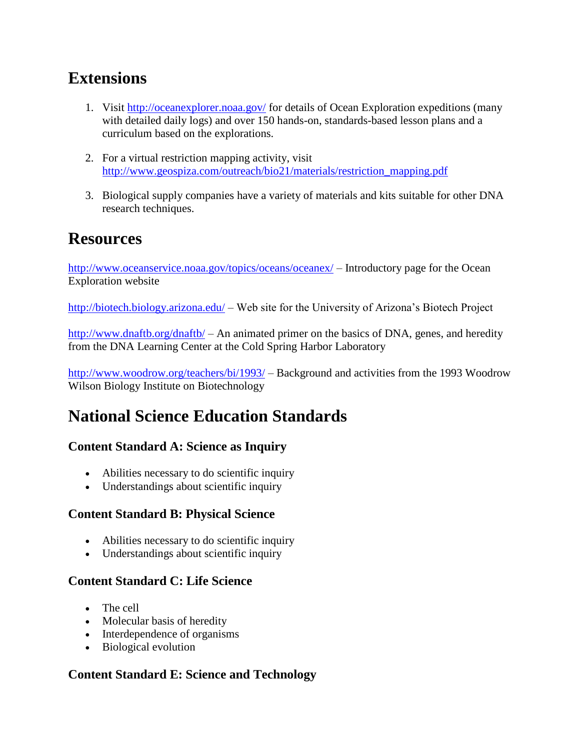## Extensions

1. Visit http://oceanexplorer.noaa.gov/ for details of Ocean Exploration expeditions (many with detailed daily logs) and over 150 hands-on, standards-based lesson plans and a curriculum based on the explorations.

2. For a virtual restriction mapping activity, visit http://www.geospiza.com/outreach/bio21/materials/restriction_mapping.pdf

3. Biological supply companies have a variety of materials and kits suitable for other DNA research techniques.

## Resources

http://www.oceanservice.noaa.gov/topics/oceans/oceanex/ – Introductory page for the Ocean Exploration website

http://biotech.biology.arizona.edu/ – Web site for the University of Arizona's Biotech Project

http://www.dnaftb.org/dnaftb/ – An animated primer on the basics of DNA, genes, and heredity from the DNA Learning Center at the Cold Spring Harbor Laboratory

http://www.woodrow.org/teachers/bi/1993/ – Background and activities from the 1993 Woodrow Wilson Biology Institute on Biotechnology

## National Science Education Standards

### Content Standard A: Science as Inquiry

- Abilities necessary to do scientific inquiry
- Understandings about scientific inquiry

### Content Standard B: Physical Science

- Abilities necessary to do scientific inquiry
- Understandings about scientific inquiry

### Content Standard C: Life Science

- The cell
- Molecular basis of heredity
- Interdependence of organisms
- Biological evolution

### Content Standard E: Science and Technology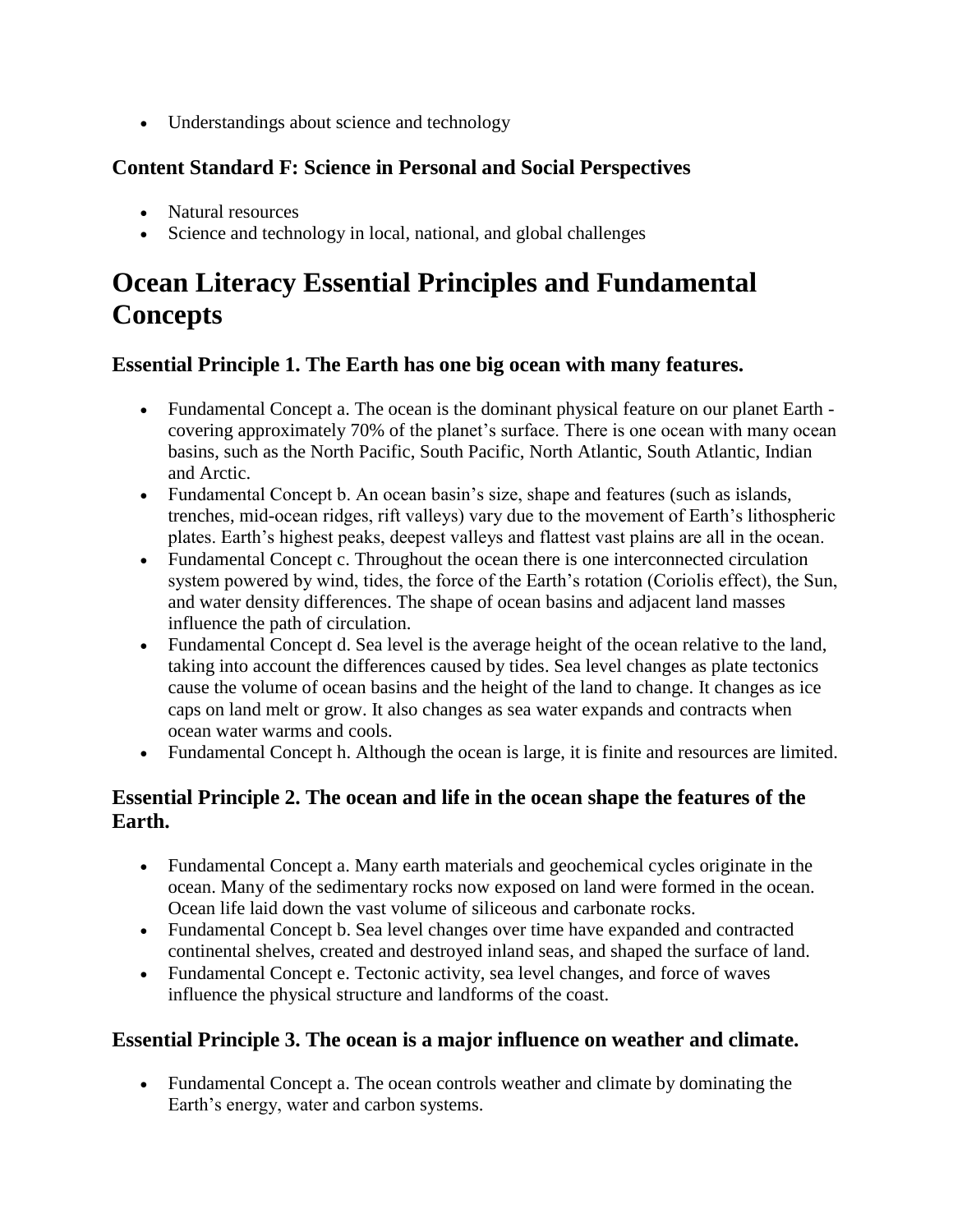- Understandings about science and technology

### Content Standard F: Science in Personal and Social Perspectives

- Natural resources
- Science and technology in local, national, and global challenges

## Ocean Literacy Essential Principles and Fundamental Concepts

### Essential Principle 1. The Earth has one big ocean with many features.

- Fundamental Concept a. The ocean is the dominant physical feature on our planet Earth - covering approximately 70% of the planet's surface. There is one ocean with many ocean basins, such as the North Pacific, South Pacific, North Atlantic, South Atlantic, Indian and Arctic.
- Fundamental Concept b. An ocean basin's size, shape and features (such as islands, trenches, mid-ocean ridges, rift valleys) vary due to the movement of Earth's lithospheric plates. Earth's highest peaks, deepest valleys and flattest vast plains are all in the ocean.
- Fundamental Concept c. Throughout the ocean there is one interconnected circulation system powered by wind, tides, the force of the Earth's rotation (Coriolis effect), the Sun, and water density differences. The shape of ocean basins and adjacent land masses influence the path of circulation.
- Fundamental Concept d. Sea level is the average height of the ocean relative to the land, taking into account the differences caused by tides. Sea level changes as plate tectonics cause the volume of ocean basins and the height of the land to change. It changes as ice caps on land melt or grow. It also changes as sea water expands and contracts when ocean water warms and cools.
- Fundamental Concept h. Although the ocean is large, it is finite and resources are limited.

### Essential Principle 2. The ocean and life in the ocean shape the features of the Earth.

- Fundamental Concept a. Many earth materials and geochemical cycles originate in the ocean. Many of the sedimentary rocks now exposed on land were formed in the ocean. Ocean life laid down the vast volume of siliceous and carbonate rocks.
- Fundamental Concept b. Sea level changes over time have expanded and contracted continental shelves, created and destroyed inland seas, and shaped the surface of land.
- Fundamental Concept e. Tectonic activity, sea level changes, and force of waves influence the physical structure and landforms of the coast.

### Essential Principle 3. The ocean is a major influence on weather and climate.

- Fundamental Concept a. The ocean controls weather and climate by dominating the Earth's energy, water and carbon systems.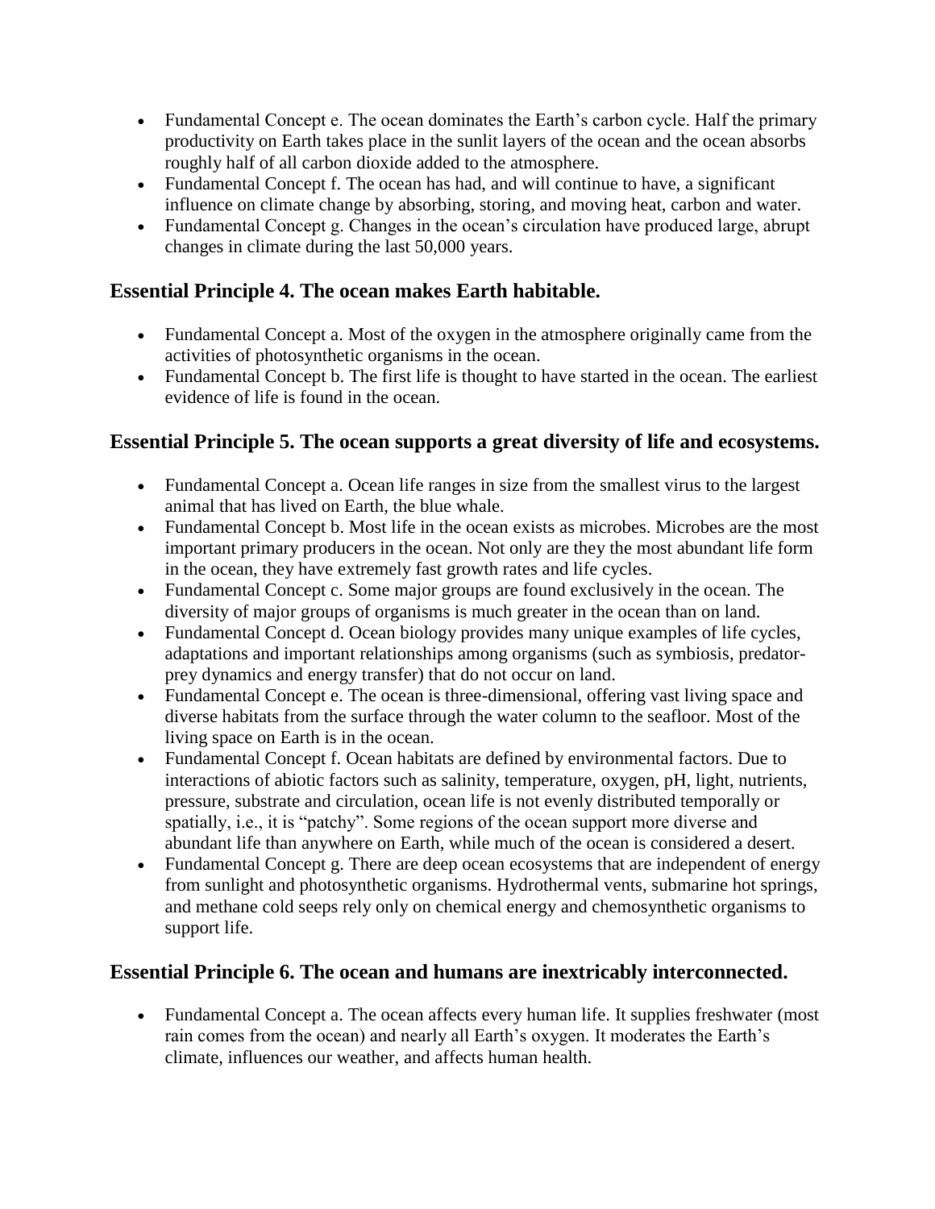- Fundamental Concept e. The ocean dominates the Earth's carbon cycle. Half the primary productivity on Earth takes place in the sunlit layers of the ocean and the ocean absorbs roughly half of all carbon dioxide added to the atmosphere.
- Fundamental Concept f. The ocean has had, and will continue to have, a significant influence on climate change by absorbing, storing, and moving heat, carbon and water.
- Fundamental Concept g. Changes in the ocean's circulation have produced large, abrupt changes in climate during the last 50,000 years.

## Essential Principle 4. The ocean makes Earth habitable.

- Fundamental Concept a. Most of the oxygen in the atmosphere originally came from the activities of photosynthetic organisms in the ocean.
- Fundamental Concept b. The first life is thought to have started in the ocean. The earliest evidence of life is found in the ocean.

## Essential Principle 5. The ocean supports a great diversity of life and ecosystems.

- Fundamental Concept a. Ocean life ranges in size from the smallest virus to the largest animal that has lived on Earth, the blue whale.
- Fundamental Concept b. Most life in the ocean exists as microbes. Microbes are the most important primary producers in the ocean. Not only are they the most abundant life form in the ocean, they have extremely fast growth rates and life cycles.
- Fundamental Concept c. Some major groups are found exclusively in the ocean. The diversity of major groups of organisms is much greater in the ocean than on land.
- Fundamental Concept d. Ocean biology provides many unique examples of life cycles, adaptations and important relationships among organisms (such as symbiosis, predator-prey dynamics and energy transfer) that do not occur on land.
- Fundamental Concept e. The ocean is three-dimensional, offering vast living space and diverse habitats from the surface through the water column to the seafloor. Most of the living space on Earth is in the ocean.
- Fundamental Concept f. Ocean habitats are defined by environmental factors. Due to interactions of abiotic factors such as salinity, temperature, oxygen, pH, light, nutrients, pressure, substrate and circulation, ocean life is not evenly distributed temporally or spatially, i.e., it is "patchy". Some regions of the ocean support more diverse and abundant life than anywhere on Earth, while much of the ocean is considered a desert.
- Fundamental Concept g. There are deep ocean ecosystems that are independent of energy from sunlight and photosynthetic organisms. Hydrothermal vents, submarine hot springs, and methane cold seeps rely only on chemical energy and chemosynthetic organisms to support life.

## Essential Principle 6. The ocean and humans are inextricably interconnected.

- Fundamental Concept a. The ocean affects every human life. It supplies freshwater (most rain comes from the ocean) and nearly all Earth's oxygen. It moderates the Earth's climate, influences our weather, and affects human health.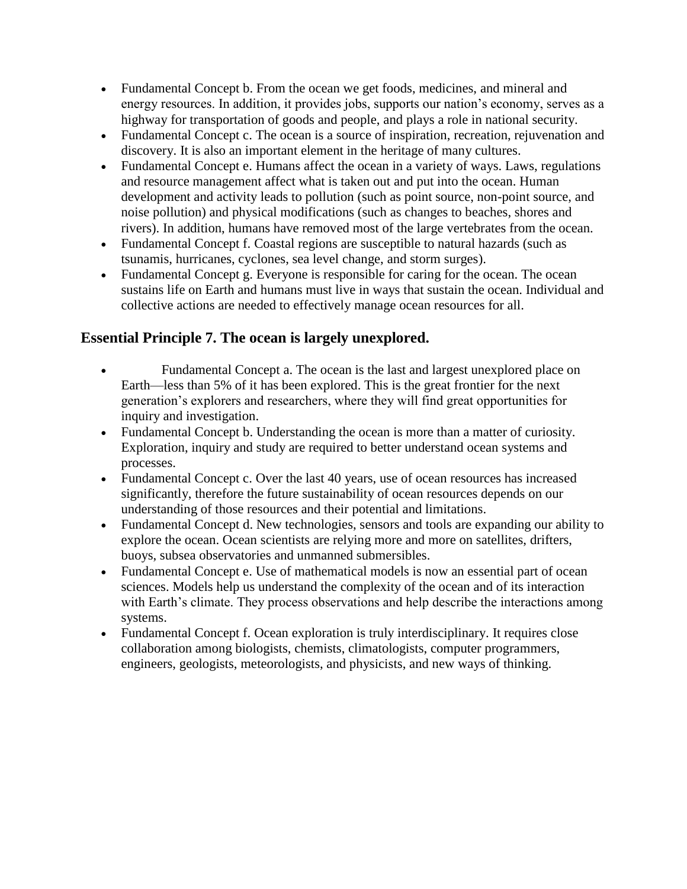- Fundamental Concept b. From the ocean we get foods, medicines, and mineral and energy resources. In addition, it provides jobs, supports our nation's economy, serves as a highway for transportation of goods and people, and plays a role in national security.
- Fundamental Concept c. The ocean is a source of inspiration, recreation, rejuvenation and discovery. It is also an important element in the heritage of many cultures.
- Fundamental Concept e. Humans affect the ocean in a variety of ways. Laws, regulations and resource management affect what is taken out and put into the ocean. Human development and activity leads to pollution (such as point source, non-point source, and noise pollution) and physical modifications (such as changes to beaches, shores and rivers). In addition, humans have removed most of the large vertebrates from the ocean.
- Fundamental Concept f. Coastal regions are susceptible to natural hazards (such as tsunamis, hurricanes, cyclones, sea level change, and storm surges).
- Fundamental Concept g. Everyone is responsible for caring for the ocean. The ocean sustains life on Earth and humans must live in ways that sustain the ocean. Individual and collective actions are needed to effectively manage ocean resources for all.

## Essential Principle 7. The ocean is largely unexplored.

- Fundamental Concept a. The ocean is the last and largest unexplored place on Earth—less than 5% of it has been explored. This is the great frontier for the next generation's explorers and researchers, where they will find great opportunities for inquiry and investigation.
- Fundamental Concept b. Understanding the ocean is more than a matter of curiosity. Exploration, inquiry and study are required to better understand ocean systems and processes.
- Fundamental Concept c. Over the last 40 years, use of ocean resources has increased significantly, therefore the future sustainability of ocean resources depends on our understanding of those resources and their potential and limitations.
- Fundamental Concept d. New technologies, sensors and tools are expanding our ability to explore the ocean. Ocean scientists are relying more and more on satellites, drifters, buoys, subsea observatories and unmanned submersibles.
- Fundamental Concept e. Use of mathematical models is now an essential part of ocean sciences. Models help us understand the complexity of the ocean and of its interaction with Earth's climate. They process observations and help describe the interactions among systems.
- Fundamental Concept f. Ocean exploration is truly interdisciplinary. It requires close collaboration among biologists, chemists, climatologists, computer programmers, engineers, geologists, meteorologists, and physicists, and new ways of thinking.